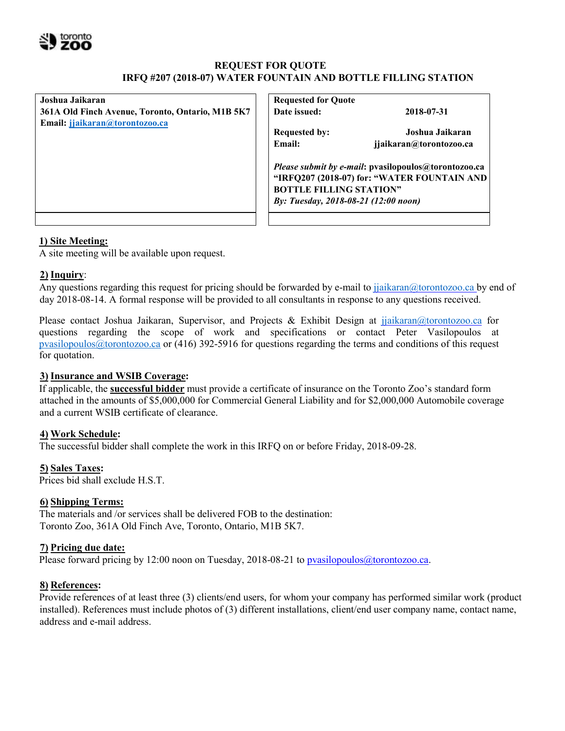toronto **ZOO**

## REQUEST FOR QUOTE
## IRFQ #207 (2018-07) WATER FOUNTAIN AND BOTTLE FILLING STATION

| **Joshua Jaikaran**<br>**361A Old Finch Avenue, Toronto, Ontario, M1B 5K7**<br>**Email: jjaikaran@torontozoo.ca** | **Requested for Quote**<br>**Date issued:** 2018-07-31<br><br>**Requested by:** Joshua Jaikaran<br>**Email:** jjaikaran@torontozoo.ca<br><br>***Please submit by e-mail*: pvasilopoulos@torontozoo.ca "IRFQ207 (2018-07) for: "WATER FOUNTAIN AND BOTTLE FILLING STATION"**<br>***By: Tuesday, 2018-08-21 (12:00 noon)*** |
|---|---|
| | |

**1) Site Meeting:**
A site meeting will be available upon request.

**2) Inquiry**:
Any questions regarding this request for pricing should be forwarded by e-mail to jjaikaran@torontozoo.ca by end of day 2018-08-14. A formal response will be provided to all consultants in response to any questions received.

Please contact Joshua Jaikaran, Supervisor, and Projects & Exhibit Design at jjaikaran@torontozoo.ca for questions regarding the scope of work and specifications or contact Peter Vasilopoulos at pvasilopoulos@torontozoo.ca or (416) 392-5916 for questions regarding the terms and conditions of this request for quotation.

**3) Insurance and WSIB Coverage:**
If applicable, the **successful bidder** must provide a certificate of insurance on the Toronto Zoo's standard form attached in the amounts of $5,000,000 for Commercial General Liability and for $2,000,000 Automobile coverage and a current WSIB certificate of clearance.

**4) Work Schedule:**
The successful bidder shall complete the work in this IRFQ on or before Friday, 2018-09-28.

**5) Sales Taxes:**
Prices bid shall exclude H.S.T.

**6) Shipping Terms:**
The materials and /or services shall be delivered FOB to the destination:
Toronto Zoo, 361A Old Finch Ave, Toronto, Ontario, M1B 5K7.

**7) Pricing due date:**
Please forward pricing by 12:00 noon on Tuesday, 2018-08-21 to pvasilopoulos@torontozoo.ca.

**8) References:**
Provide references of at least three (3) clients/end users, for whom your company has performed similar work (product installed). References must include photos of (3) different installations, client/end user company name, contact name, address and e-mail address.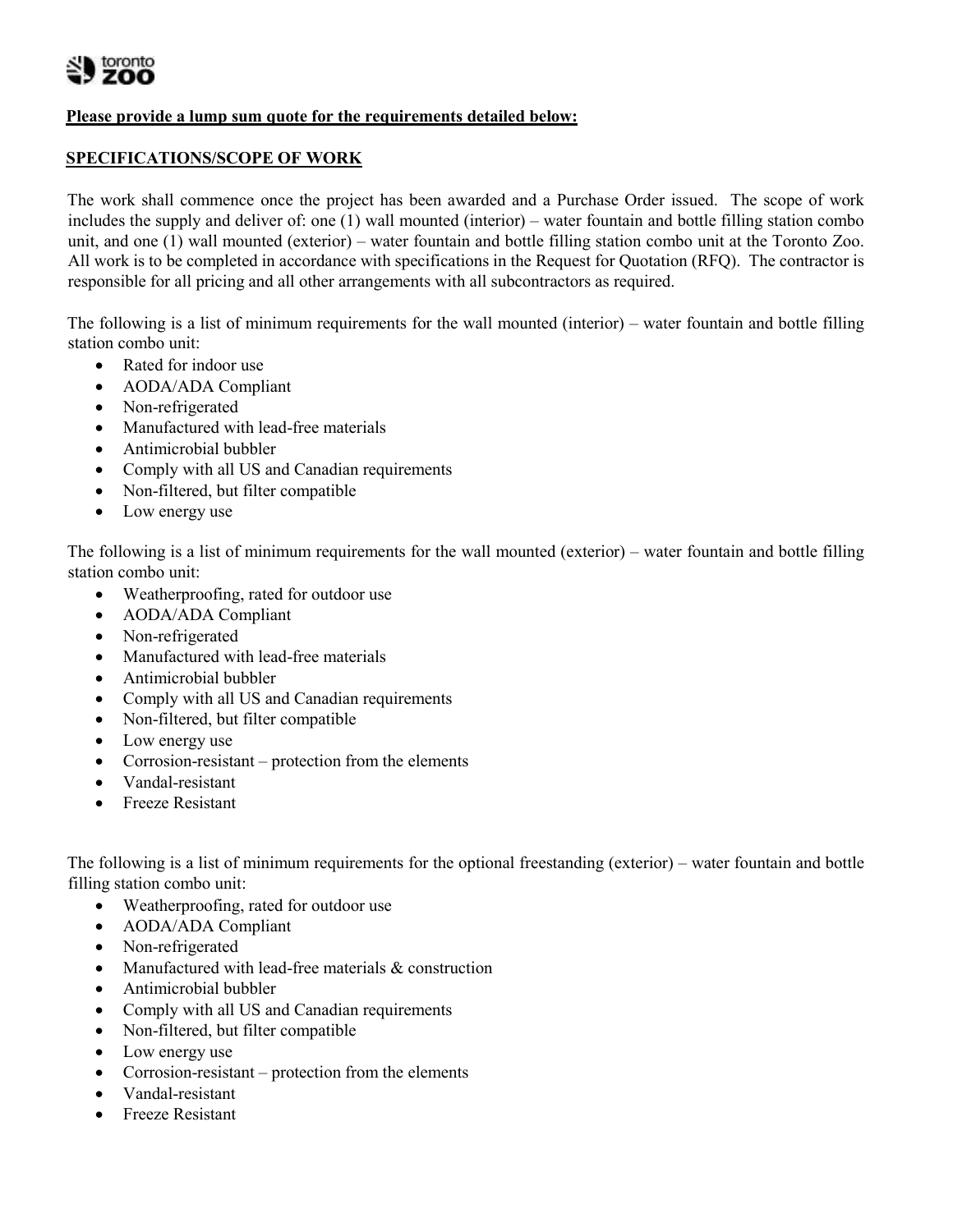**Please provide a lump sum quote for the requirements detailed below:**

**SPECIFICATIONS/SCOPE OF WORK**

The work shall commence once the project has been awarded and a Purchase Order issued. The scope of work includes the supply and deliver of: one (1) wall mounted (interior) – water fountain and bottle filling station combo unit, and one (1) wall mounted (exterior) – water fountain and bottle filling station combo unit at the Toronto Zoo. All work is to be completed in accordance with specifications in the Request for Quotation (RFQ). The contractor is responsible for all pricing and all other arrangements with all subcontractors as required.

The following is a list of minimum requirements for the wall mounted (interior) – water fountain and bottle filling station combo unit:

- Rated for indoor use
- AODA/ADA Compliant
- Non-refrigerated
- Manufactured with lead-free materials
- Antimicrobial bubbler
- Comply with all US and Canadian requirements
- Non-filtered, but filter compatible
- Low energy use

The following is a list of minimum requirements for the wall mounted (exterior) – water fountain and bottle filling station combo unit:

- Weatherproofing, rated for outdoor use
- AODA/ADA Compliant
- Non-refrigerated
- Manufactured with lead-free materials
- Antimicrobial bubbler
- Comply with all US and Canadian requirements
- Non-filtered, but filter compatible
- Low energy use
- Corrosion-resistant – protection from the elements
- Vandal-resistant
- Freeze Resistant

The following is a list of minimum requirements for the optional freestanding (exterior) – water fountain and bottle filling station combo unit:

- Weatherproofing, rated for outdoor use
- AODA/ADA Compliant
- Non-refrigerated
- Manufactured with lead-free materials & construction
- Antimicrobial bubbler
- Comply with all US and Canadian requirements
- Non-filtered, but filter compatible
- Low energy use
- Corrosion-resistant – protection from the elements
- Vandal-resistant
- Freeze Resistant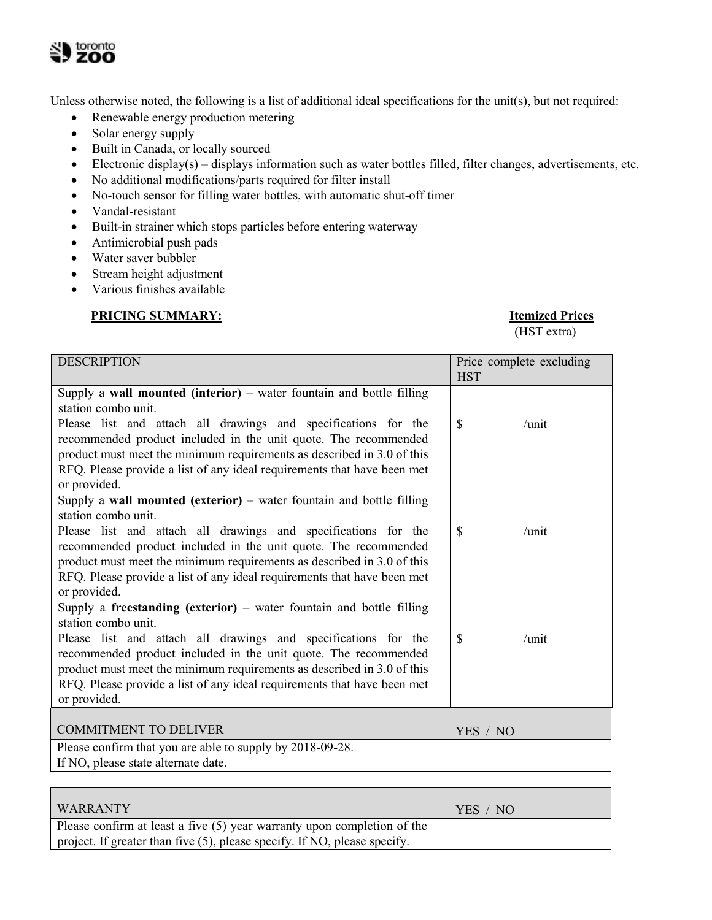Unless otherwise noted, the following is a list of additional ideal specifications for the unit(s), but not required:

- Renewable energy production metering
- Solar energy supply
- Built in Canada, or locally sourced
- Electronic display(s) – displays information such as water bottles filled, filter changes, advertisements, etc.
- No additional modifications/parts required for filter install
- No-touch sensor for filling water bottles, with automatic shut-off timer
- Vandal-resistant
- Built-in strainer which stops particles before entering waterway
- Antimicrobial push pads
- Water saver bubbler
- Stream height adjustment
- Various finishes available

**PRICING SUMMARY:** **Itemized Prices** (HST extra)

| DESCRIPTION | Price complete excluding HST |
|---|---|
| Supply a **wall mounted (interior)** – water fountain and bottle filling station combo unit. Please list and attach all drawings and specifications for the recommended product included in the unit quote. The recommended product must meet the minimum requirements as described in 3.0 of this RFQ. Please provide a list of any ideal requirements that have been met or provided. | $ /unit |
| Supply a **wall mounted (exterior)** – water fountain and bottle filling station combo unit. Please list and attach all drawings and specifications for the recommended product included in the unit quote. The recommended product must meet the minimum requirements as described in 3.0 of this RFQ. Please provide a list of any ideal requirements that have been met or provided. | $ /unit |
| Supply a **freestanding (exterior)** – water fountain and bottle filling station combo unit. Please list and attach all drawings and specifications for the recommended product included in the unit quote. The recommended product must meet the minimum requirements as described in 3.0 of this RFQ. Please provide a list of any ideal requirements that have been met or provided. | $ /unit |

| COMMITMENT TO DELIVER | YES / NO |
|---|---|
| Please confirm that you are able to supply by 2018-09-28. If NO, please state alternate date. | |

| WARRANTY | YES / NO |
|---|---|
| Please confirm at least a five (5) year warranty upon completion of the project. If greater than five (5), please specify. If NO, please specify. | |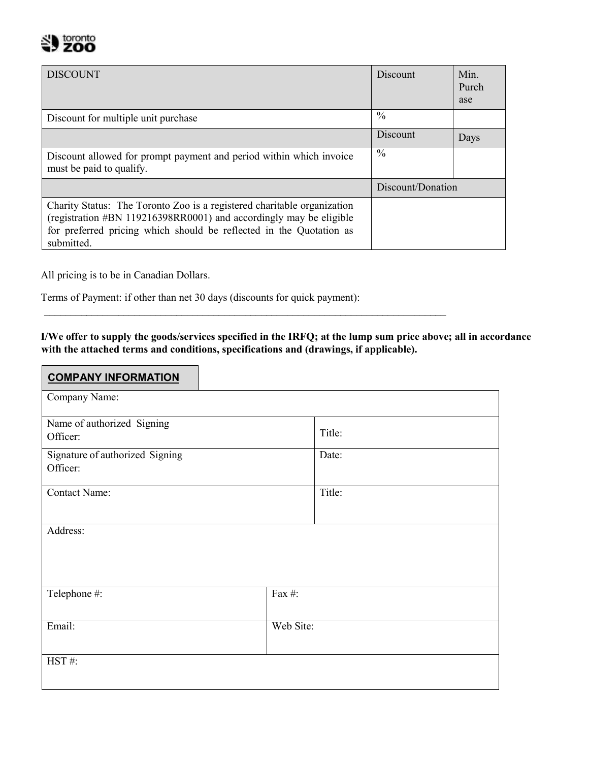| DISCOUNT | Discount | Min. Purchase |
|---|---|---|
| Discount for multiple unit purchase | % | |
| | Discount | Days |
| Discount allowed for prompt payment and period within which invoice must be paid to qualify. | % | |
| | Discount/Donation | |
| Charity Status: The Toronto Zoo is a registered charitable organization (registration #BN 119216398RR0001) and accordingly may be eligible for preferred pricing which should be reflected in the Quotation as submitted. | | |

All pricing is to be in Canadian Dollars.

Terms of Payment: if other than net 30 days (discounts for quick payment):

\_\_\_\_\_\_\_\_\_\_\_\_\_\_\_\_\_\_\_\_\_\_\_\_\_\_\_\_\_\_\_\_\_\_\_\_\_\_\_\_\_\_\_\_\_\_\_\_\_\_\_\_\_\_\_\_\_\_\_\_\_\_\_\_\_\_\_\_\_\_\_\_\_\_\_\_\_\_

**I/We offer to supply the goods/services specified in the IRFQ; at the lump sum price above; all in accordance with the attached terms and conditions, specifications and (drawings, if applicable).**

| **COMPANY INFORMATION** | |
|---|---|
| Company Name: | |
| Name of authorized Signing Officer: | Title: |
| Signature of authorized Signing Officer: | Date: |
| Contact Name: | Title: |
| Address: | |
| Telephone #: | Fax #: |
| Email: | Web Site: |
| HST #: | |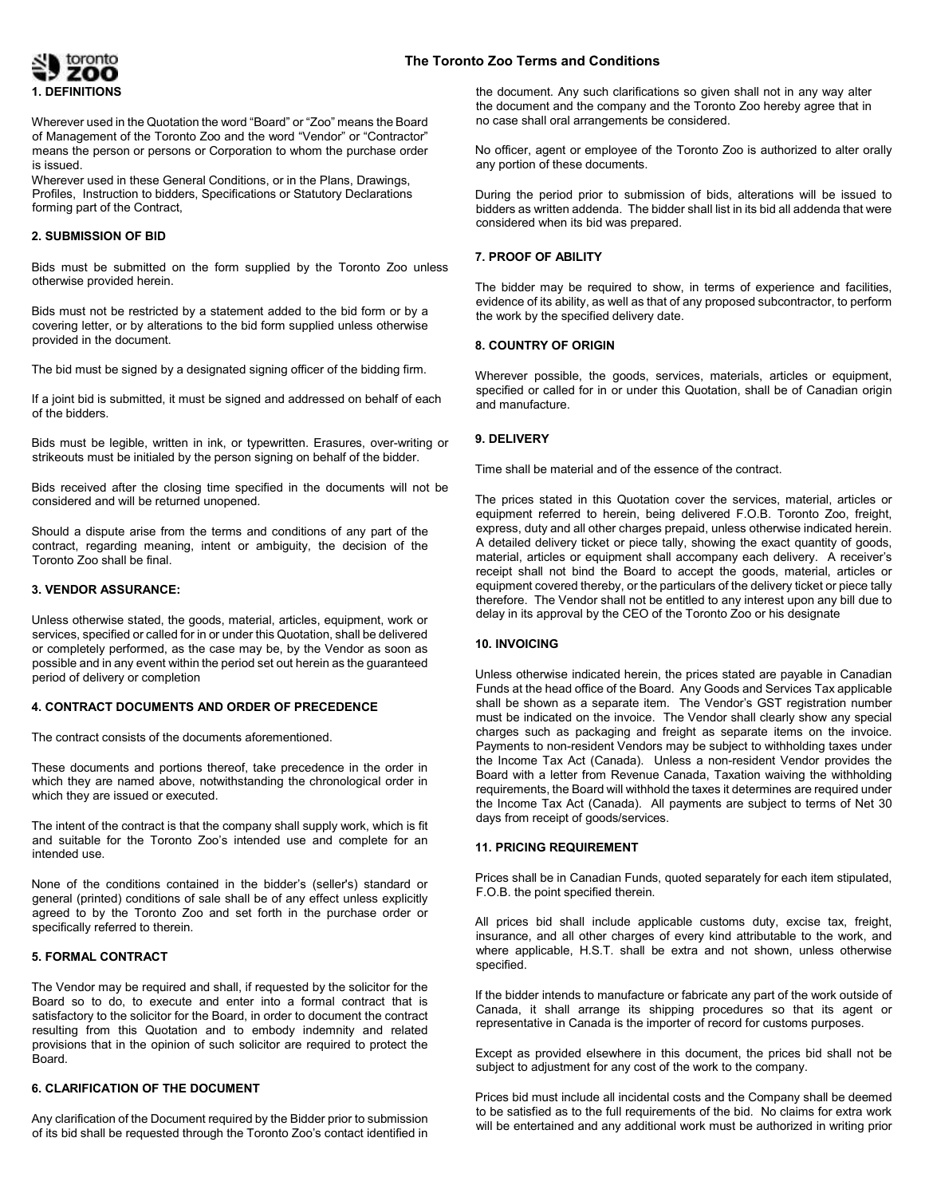# The Toronto Zoo Terms and Conditions

## 1. DEFINITIONS

Wherever used in the Quotation the word "Board" or "Zoo" means the Board of Management of the Toronto Zoo and the word "Vendor" or "Contractor" means the person or persons or Corporation to whom the purchase order is issued.

Wherever used in these General Conditions, or in the Plans, Drawings, Profiles, Instruction to bidders, Specifications or Statutory Declarations forming part of the Contract,

## 2. SUBMISSION OF BID

Bids must be submitted on the form supplied by the Toronto Zoo unless otherwise provided herein.

Bids must not be restricted by a statement added to the bid form or by a covering letter, or by alterations to the bid form supplied unless otherwise provided in the document.

The bid must be signed by a designated signing officer of the bidding firm.

If a joint bid is submitted, it must be signed and addressed on behalf of each of the bidders.

Bids must be legible, written in ink, or typewritten. Erasures, over-writing or strikeouts must be initialed by the person signing on behalf of the bidder.

Bids received after the closing time specified in the documents will not be considered and will be returned unopened.

Should a dispute arise from the terms and conditions of any part of the contract, regarding meaning, intent or ambiguity, the decision of the Toronto Zoo shall be final.

## 3. VENDOR ASSURANCE:

Unless otherwise stated, the goods, material, articles, equipment, work or services, specified or called for in or under this Quotation, shall be delivered or completely performed, as the case may be, by the Vendor as soon as possible and in any event within the period set out herein as the guaranteed period of delivery or completion

## 4. CONTRACT DOCUMENTS AND ORDER OF PRECEDENCE

The contract consists of the documents aforementioned.

These documents and portions thereof, take precedence in the order in which they are named above, notwithstanding the chronological order in which they are issued or executed.

The intent of the contract is that the company shall supply work, which is fit and suitable for the Toronto Zoo's intended use and complete for an intended use.

None of the conditions contained in the bidder's (seller's) standard or general (printed) conditions of sale shall be of any effect unless explicitly agreed to by the Toronto Zoo and set forth in the purchase order or specifically referred to therein.

## 5. FORMAL CONTRACT

The Vendor may be required and shall, if requested by the solicitor for the Board so to do, to execute and enter into a formal contract that is satisfactory to the solicitor for the Board, in order to document the contract resulting from this Quotation and to embody indemnity and related provisions that in the opinion of such solicitor are required to protect the Board.

## 6. CLARIFICATION OF THE DOCUMENT

Any clarification of the Document required by the Bidder prior to submission of its bid shall be requested through the Toronto Zoo's contact identified in the document. Any such clarifications so given shall not in any way alter the document and the company and the Toronto Zoo hereby agree that in no case shall oral arrangements be considered.

No officer, agent or employee of the Toronto Zoo is authorized to alter orally any portion of these documents.

During the period prior to submission of bids, alterations will be issued to bidders as written addenda. The bidder shall list in its bid all addenda that were considered when its bid was prepared.

## 7. PROOF OF ABILITY

The bidder may be required to show, in terms of experience and facilities, evidence of its ability, as well as that of any proposed subcontractor, to perform the work by the specified delivery date.

## 8. COUNTRY OF ORIGIN

Wherever possible, the goods, services, materials, articles or equipment, specified or called for in or under this Quotation, shall be of Canadian origin and manufacture.

## 9. DELIVERY

Time shall be material and of the essence of the contract.

The prices stated in this Quotation cover the services, material, articles or equipment referred to herein, being delivered F.O.B. Toronto Zoo, freight, express, duty and all other charges prepaid, unless otherwise indicated herein. A detailed delivery ticket or piece tally, showing the exact quantity of goods, material, articles or equipment shall accompany each delivery. A receiver's receipt shall not bind the Board to accept the goods, material, articles or equipment covered thereby, or the particulars of the delivery ticket or piece tally therefore. The Vendor shall not be entitled to any interest upon any bill due to delay in its approval by the CEO of the Toronto Zoo or his designate

## 10. INVOICING

Unless otherwise indicated herein, the prices stated are payable in Canadian Funds at the head office of the Board. Any Goods and Services Tax applicable shall be shown as a separate item. The Vendor's GST registration number must be indicated on the invoice. The Vendor shall clearly show any special charges such as packaging and freight as separate items on the invoice. Payments to non-resident Vendors may be subject to withholding taxes under the Income Tax Act (Canada). Unless a non-resident Vendor provides the Board with a letter from Revenue Canada, Taxation waiving the withholding requirements, the Board will withhold the taxes it determines are required under the Income Tax Act (Canada). All payments are subject to terms of Net 30 days from receipt of goods/services.

## 11. PRICING REQUIREMENT

Prices shall be in Canadian Funds, quoted separately for each item stipulated, F.O.B. the point specified therein.

All prices bid shall include applicable customs duty, excise tax, freight, insurance, and all other charges of every kind attributable to the work, and where applicable, H.S.T. shall be extra and not shown, unless otherwise specified.

If the bidder intends to manufacture or fabricate any part of the work outside of Canada, it shall arrange its shipping procedures so that its agent or representative in Canada is the importer of record for customs purposes.

Except as provided elsewhere in this document, the prices bid shall not be subject to adjustment for any cost of the work to the company.

Prices bid must include all incidental costs and the Company shall be deemed to be satisfied as to the full requirements of the bid. No claims for extra work will be entertained and any additional work must be authorized in writing prior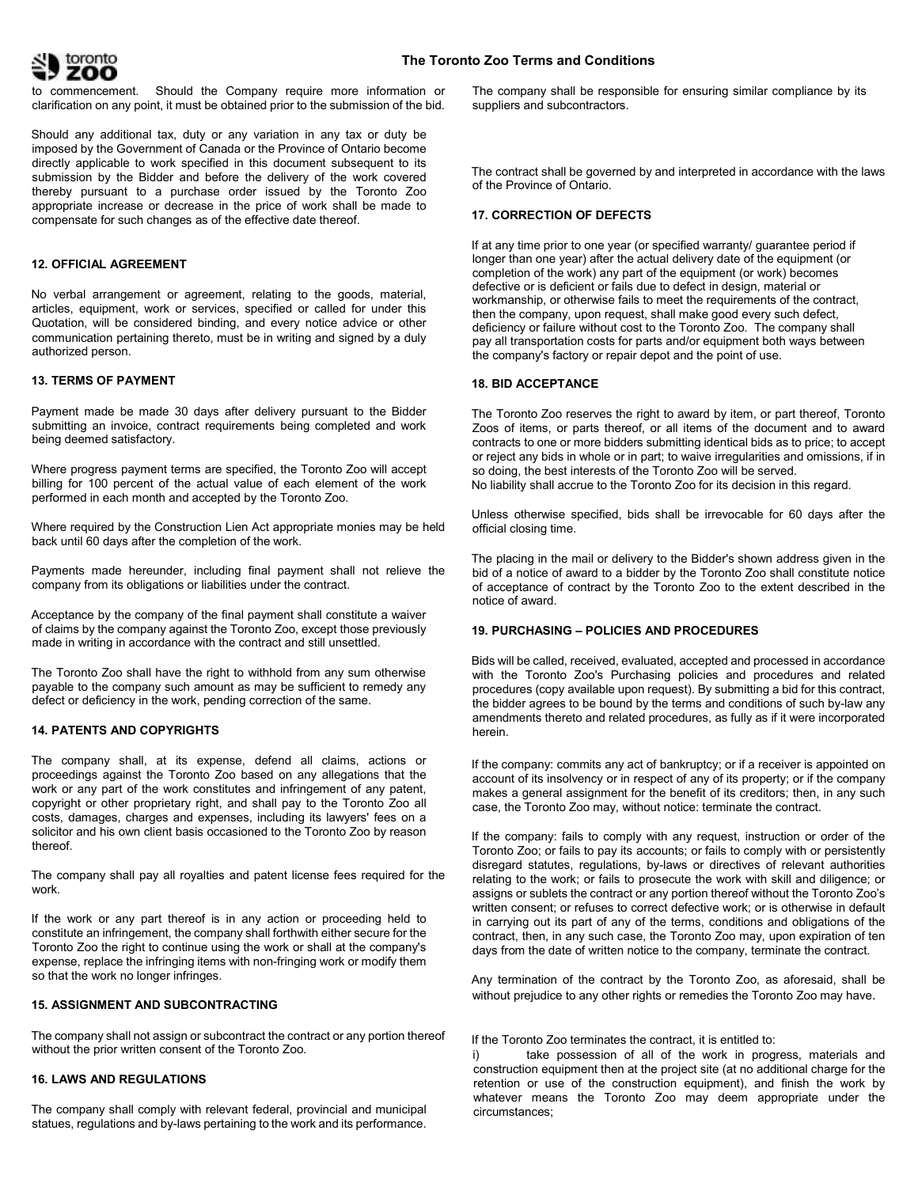to commencement. Should the Company require more information or clarification on any point, it must be obtained prior to the submission of the bid.

Should any additional tax, duty or any variation in any tax or duty be imposed by the Government of Canada or the Province of Ontario become directly applicable to work specified in this document subsequent to its submission by the Bidder and before the delivery of the work covered thereby pursuant to a purchase order issued by the Toronto Zoo appropriate increase or decrease in the price of work shall be made to compensate for such changes as of the effective date thereof.

**12. OFFICIAL AGREEMENT**

No verbal arrangement or agreement, relating to the goods, material, articles, equipment, work or services, specified or called for under this Quotation, will be considered binding, and every notice advice or other communication pertaining thereto, must be in writing and signed by a duly authorized person.

**13. TERMS OF PAYMENT**

Payment made be made 30 days after delivery pursuant to the Bidder submitting an invoice, contract requirements being completed and work being deemed satisfactory.

Where progress payment terms are specified, the Toronto Zoo will accept billing for 100 percent of the actual value of each element of the work performed in each month and accepted by the Toronto Zoo.

Where required by the Construction Lien Act appropriate monies may be held back until 60 days after the completion of the work.

Payments made hereunder, including final payment shall not relieve the company from its obligations or liabilities under the contract.

Acceptance by the company of the final payment shall constitute a waiver of claims by the company against the Toronto Zoo, except those previously made in writing in accordance with the contract and still unsettled.

The Toronto Zoo shall have the right to withhold from any sum otherwise payable to the company such amount as may be sufficient to remedy any defect or deficiency in the work, pending correction of the same.

**14. PATENTS AND COPYRIGHTS**

The company shall, at its expense, defend all claims, actions or proceedings against the Toronto Zoo based on any allegations that the work or any part of the work constitutes and infringement of any patent, copyright or other proprietary right, and shall pay to the Toronto Zoo all costs, damages, charges and expenses, including its lawyers' fees on a solicitor and his own client basis occasioned to the Toronto Zoo by reason thereof.

The company shall pay all royalties and patent license fees required for the work.

If the work or any part thereof is in any action or proceeding held to constitute an infringement, the company shall forthwith either secure for the Toronto Zoo the right to continue using the work or shall at the company's expense, replace the infringing items with non-fringing work or modify them so that the work no longer infringes.

**15. ASSIGNMENT AND SUBCONTRACTING**

The company shall not assign or subcontract the contract or any portion thereof without the prior written consent of the Toronto Zoo.

**16. LAWS AND REGULATIONS**

The company shall comply with relevant federal, provincial and municipal statues, regulations and by-laws pertaining to the work and its performance. The company shall be responsible for ensuring similar compliance by its suppliers and subcontractors.

The contract shall be governed by and interpreted in accordance with the laws of the Province of Ontario.

**17. CORRECTION OF DEFECTS**

If at any time prior to one year (or specified warranty/ guarantee period if longer than one year) after the actual delivery date of the equipment (or completion of the work) any part of the equipment (or work) becomes defective or is deficient or fails due to defect in design, material or workmanship, or otherwise fails to meet the requirements of the contract, then the company, upon request, shall make good every such defect, deficiency or failure without cost to the Toronto Zoo. The company shall pay all transportation costs for parts and/or equipment both ways between the company's factory or repair depot and the point of use.

**18. BID ACCEPTANCE**

The Toronto Zoo reserves the right to award by item, or part thereof, Toronto Zoos of items, or parts thereof, or all items of the document and to award contracts to one or more bidders submitting identical bids as to price; to accept or reject any bids in whole or in part; to waive irregularities and omissions, if in so doing, the best interests of the Toronto Zoo will be served.
No liability shall accrue to the Toronto Zoo for its decision in this regard.

Unless otherwise specified, bids shall be irrevocable for 60 days after the official closing time.

The placing in the mail or delivery to the Bidder's shown address given in the bid of a notice of award to a bidder by the Toronto Zoo shall constitute notice of acceptance of contract by the Toronto Zoo to the extent described in the notice of award.

**19. PURCHASING – POLICIES AND PROCEDURES**

Bids will be called, received, evaluated, accepted and processed in accordance with the Toronto Zoo's Purchasing policies and procedures and related procedures (copy available upon request). By submitting a bid for this contract, the bidder agrees to be bound by the terms and conditions of such by-law any amendments thereto and related procedures, as fully as if it were incorporated herein.

If the company: commits any act of bankruptcy; or if a receiver is appointed on account of its insolvency or in respect of any of its property; or if the company makes a general assignment for the benefit of its creditors; then, in any such case, the Toronto Zoo may, without notice: terminate the contract.

If the company: fails to comply with any request, instruction or order of the Toronto Zoo; or fails to pay its accounts; or fails to comply with or persistently disregard statutes, regulations, by-laws or directives of relevant authorities relating to the work; or fails to prosecute the work with skill and diligence; or assigns or sublets the contract or any portion thereof without the Toronto Zoo's written consent; or refuses to correct defective work; or is otherwise in default in carrying out its part of any of the terms, conditions and obligations of the contract, then, in any such case, the Toronto Zoo may, upon expiration of ten days from the date of written notice to the company, terminate the contract.

Any termination of the contract by the Toronto Zoo, as aforesaid, shall be without prejudice to any other rights or remedies the Toronto Zoo may have.

If the Toronto Zoo terminates the contract, it is entitled to:

i) take possession of all of the work in progress, materials and construction equipment then at the project site (at no additional charge for the retention or use of the construction equipment), and finish the work by whatever means the Toronto Zoo may deem appropriate under the circumstances;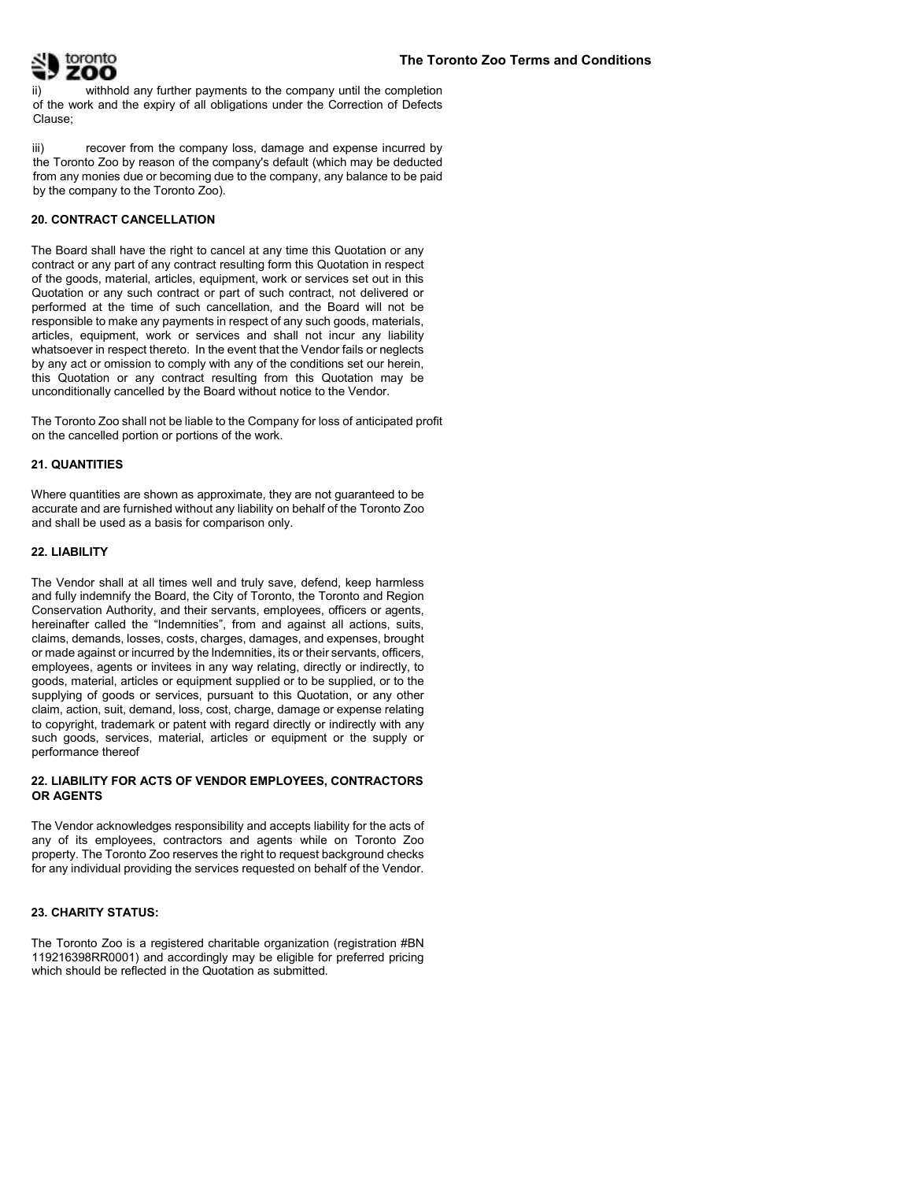ii) withhold any further payments to the company until the completion of the work and the expiry of all obligations under the Correction of Defects Clause;

iii) recover from the company loss, damage and expense incurred by the Toronto Zoo by reason of the company's default (which may be deducted from any monies due or becoming due to the company, any balance to be paid by the company to the Toronto Zoo).

## 20. CONTRACT CANCELLATION

The Board shall have the right to cancel at any time this Quotation or any contract or any part of any contract resulting form this Quotation in respect of the goods, material, articles, equipment, work or services set out in this Quotation or any such contract or part of such contract, not delivered or performed at the time of such cancellation, and the Board will not be responsible to make any payments in respect of any such goods, materials, articles, equipment, work or services and shall not incur any liability whatsoever in respect thereto. In the event that the Vendor fails or neglects by any act or omission to comply with any of the conditions set our herein, this Quotation or any contract resulting from this Quotation may be unconditionally cancelled by the Board without notice to the Vendor.

The Toronto Zoo shall not be liable to the Company for loss of anticipated profit on the cancelled portion or portions of the work.

## 21. QUANTITIES

Where quantities are shown as approximate, they are not guaranteed to be accurate and are furnished without any liability on behalf of the Toronto Zoo and shall be used as a basis for comparison only.

## 22. LIABILITY

The Vendor shall at all times well and truly save, defend, keep harmless and fully indemnify the Board, the City of Toronto, the Toronto and Region Conservation Authority, and their servants, employees, officers or agents, hereinafter called the "Indemnities", from and against all actions, suits, claims, demands, losses, costs, charges, damages, and expenses, brought or made against or incurred by the Indemnities, its or their servants, officers, employees, agents or invitees in any way relating, directly or indirectly, to goods, material, articles or equipment supplied or to be supplied, or to the supplying of goods or services, pursuant to this Quotation, or any other claim, action, suit, demand, loss, cost, charge, damage or expense relating to copyright, trademark or patent with regard directly or indirectly with any such goods, services, material, articles or equipment or the supply or performance thereof

## 22. LIABILITY FOR ACTS OF VENDOR EMPLOYEES, CONTRACTORS OR AGENTS

The Vendor acknowledges responsibility and accepts liability for the acts of any of its employees, contractors and agents while on Toronto Zoo property. The Toronto Zoo reserves the right to request background checks for any individual providing the services requested on behalf of the Vendor.

## 23. CHARITY STATUS:

The Toronto Zoo is a registered charitable organization (registration #BN 119216398RR0001) and accordingly may be eligible for preferred pricing which should be reflected in the Quotation as submitted.